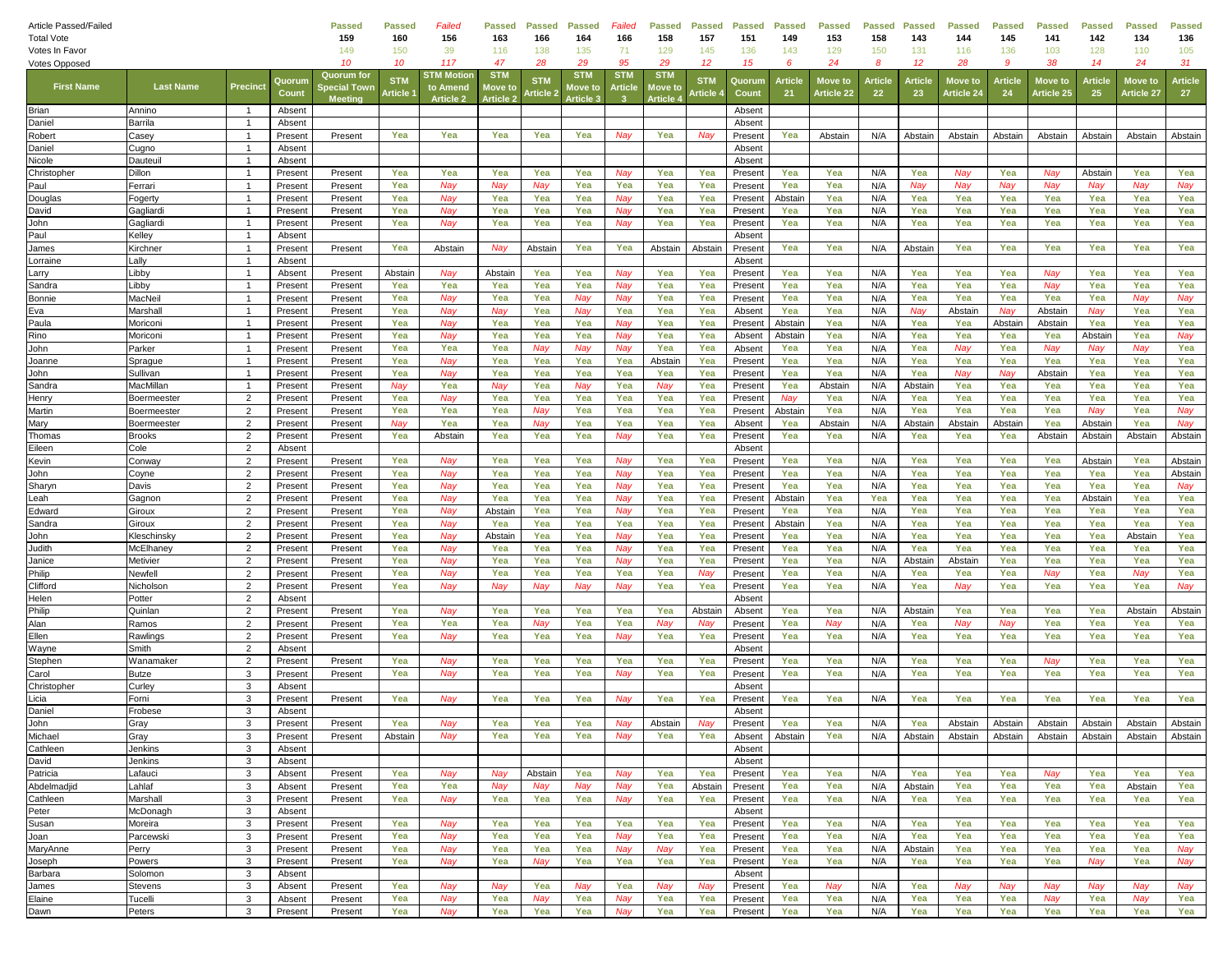| Article Passed/Failed | | | | Passed | Passed | Failed | Passed | Passed | Passed | Failed | Passed | Passed | Passed | Passed | Passed | Passed | Passed | Passed | Passed | Passed | Passed | Passed | Passed |
|---|---|---|---|---|---|---|---|---|---|---|---|---|---|---|---|---|---|---|---|---|---|---|---|
| Total Vote | | | | 159 | 160 | 156 | 163 | 166 | 164 | 166 | 158 | 157 | 151 | 149 | 153 | 158 | 143 | 144 | 145 | 141 | 142 | 134 | 136 |
| Votes In Favor | | | | 149 | 150 | 39 | 116 | 138 | 135 | 71 | 129 | 145 | 136 | 143 | 129 | 150 | 131 | 116 | 136 | 103 | 128 | 110 | 105 |
| Votes Opposed | | | | 10 | 10 | 117 | 47 | 28 | 29 | 95 | 29 | 12 | 15 | 6 | 24 | 8 | 12 | 28 | 9 | 38 | 14 | 24 | 31 |
| **First Name** | **Last Name** | **Precinct** | **Quorum Count** | **Quorum for Special Town Meeting** | **STM Article 1** | **STM Motion to Amend Article 2** | **STM Move to Article 2** | **STM Article 2** | **STM Move to Article 3** | **STM Article 3** | **STM Move to Article 4** | **STM Article 4** | **Quorum Count** | **Article 21** | **Move to Article 22** | **Article 22** | **Article 23** | **Move to Article 24** | **Article 24** | **Move to Article 25** | **Article 25** | **Move to Article 27** | **Article 27** |
| Brian | Annino | 1 | Absent | | | | | | | | | | Absent | | | | | | | | | | |
| Daniel | Barrila | 1 | Absent | | | | | | | | | | Absent | | | | | | | | | | |
| Robert | Casey | 1 | Present | Present | Yea | Yea | Yea | Yea | Yea | Nay | Yea | Nay | Present | Yea | Abstain | N/A | Abstain | Abstain | Abstain | Abstain | Abstain | Abstain | Abstain |
| Daniel | Cugno | 1 | Absent | | | | | | | | | | Absent | | | | | | | | | | |
| Nicole | Dauteuil | 1 | Absent | | | | | | | | | | Absent | | | | | | | | | | |
| Christopher | Dillon | 1 | Present | Present | Yea | Yea | Yea | Yea | Yea | Nay | Yea | Yea | Present | Yea | Yea | N/A | Yea | Nay | Yea | Nay | Abstain | Yea | Yea |
| Paul | Ferrari | 1 | Present | Present | Yea | Nay | Nay | Nay | Yea | Yea | Yea | Yea | Present | Yea | Yea | N/A | Nay | Nay | Nay | Nay | Nay | Nay | Nay |
| Douglas | Fogerty | 1 | Present | Present | Yea | Nay | Yea | Yea | Yea | Nay | Yea | Yea | Present | Abstain | Yea | N/A | Yea | Yea | Yea | Yea | Yea | Yea | Yea |
| David | Gagliardi | 1 | Present | Present | Yea | Nay | Yea | Yea | Yea | Nay | Yea | Yea | Present | Yea | Yea | N/A | Yea | Yea | Yea | Yea | Yea | Yea | Yea |
| John | Gagliardi | 1 | Present | Present | Yea | Nay | Yea | Yea | Yea | Nay | Yea | Yea | Present | Yea | Yea | N/A | Yea | Yea | Yea | Yea | Yea | Yea | Yea |
| Paul | Kelley | 1 | Absent | | | | | | | | | | Absent | | | | | | | | | | |
| James | Kirchner | 1 | Present | Present | Yea | Abstain | Nay | Abstain | Yea | Yea | Abstain | Abstain | Present | Yea | Yea | N/A | Abstain | Yea | Yea | Yea | Yea | Yea | Yea |
| Lorraine | Lally | 1 | Absent | | | | | | | | | | Absent | | | | | | | | | | |
| Larry | Libby | 1 | Absent | Present | Abstain | Nay | Abstain | Yea | Yea | Nay | Yea | Yea | Present | Yea | Yea | N/A | Yea | Yea | Yea | Nay | Yea | Yea | Yea |
| Sandra | Libby | 1 | Present | Present | Yea | Yea | Yea | Yea | Yea | Nay | Yea | Yea | Present | Yea | Yea | N/A | Yea | Yea | Yea | Nay | Yea | Yea | Yea |
| Bonnie | MacNeil | 1 | Present | Present | Yea | Nay | Yea | Yea | Nay | Nay | Yea | Yea | Present | Yea | Yea | N/A | Yea | Yea | Yea | Yea | Yea | Nay | Nay |
| Eva | Marshall | 1 | Present | Present | Yea | Nay | Nay | Yea | Nay | Yea | Yea | Yea | Absent | Yea | Yea | N/A | Nay | Abstain | Nay | Abstain | Nay | Yea | Yea |
| Paula | Moriconi | 1 | Present | Present | Yea | Nay | Yea | Yea | Yea | Nay | Yea | Yea | Present | Abstain | Yea | N/A | Yea | Yea | Abstain | Abstain | Yea | Yea | Yea |
| Rino | Moriconi | 1 | Present | Present | Yea | Nay | Yea | Yea | Yea | Nay | Yea | Yea | Absent | Abstain | Yea | N/A | Yea | Yea | Yea | Yea | Abstain | Yea | Nay |
| John | Parker | 1 | Present | Present | Yea | Yea | Yea | Nay | Nay | Nay | Yea | Yea | Absent | Yea | Yea | N/A | Yea | Nay | Yea | Nay | Nay | Nay | Yea |
| Joanne | Sprague | 1 | Present | Present | Yea | Nay | Yea | Yea | Yea | Yea | Abstain | Yea | Present | Yea | Yea | N/A | Yea | Yea | Yea | Yea | Yea | Yea | Yea |
| John | Sullivan | 1 | Present | Present | Yea | Nay | Yea | Yea | Yea | Yea | Yea | Yea | Present | Yea | Yea | N/A | Yea | Nay | Nay | Abstain | Yea | Yea | Yea |
| Sandra | MacMillan | 1 | Present | Present | Nay | Yea | Nay | Yea | Nay | Yea | Nay | Yea | Present | Yea | Abstain | N/A | Abstain | Yea | Yea | Yea | Yea | Yea | Yea |
| Henry | Boermeester | 2 | Present | Present | Yea | Nay | Yea | Yea | Yea | Yea | Yea | Yea | Present | Nay | Yea | N/A | Yea | Yea | Yea | Yea | Yea | Yea | Yea |
| Martin | Boermeester | 2 | Present | Present | Yea | Yea | Yea | Nay | Yea | Yea | Yea | Yea | Present | Abstain | Yea | N/A | Yea | Yea | Yea | Yea | Nay | Yea | Nay |
| Mary | Boermeester | 2 | Present | Present | Nay | Yea | Yea | Nay | Yea | Yea | Yea | Yea | Absent | Yea | Abstain | N/A | Abstain | Abstain | Abstain | Yea | Abstain | Yea | Nay |
| Thomas | Brooks | 2 | Present | Present | Yea | Abstain | Yea | Yea | Yea | Nay | Yea | Yea | Present | Yea | Yea | N/A | Yea | Yea | Yea | Abstain | Abstain | Abstain | Abstain |
| Eileen | Cole | 2 | Absent | | | | | | | | | | Absent | | | | | | | | | | |
| Kevin | Conway | 2 | Present | Present | Yea | Nay | Yea | Yea | Yea | Nay | Yea | Yea | Present | Yea | Yea | N/A | Yea | Yea | Yea | Yea | Abstain | Yea | Abstain |
| John | Coyne | 2 | Present | Present | Yea | Nay | Yea | Yea | Yea | Nay | Yea | Yea | Present | Yea | Yea | N/A | Yea | Yea | Yea | Yea | Yea | Yea | Abstain |
| Sharyn | Davis | 2 | Present | Present | Yea | Nay | Yea | Yea | Yea | Nay | Yea | Yea | Present | Yea | Yea | N/A | Yea | Yea | Yea | Yea | Yea | Yea | Nay |
| Leah | Gagnon | 2 | Present | Present | Yea | Nay | Yea | Yea | Yea | Nay | Yea | Yea | Present | Abstain | Yea | Yea | Yea | Yea | Yea | Yea | Abstain | Yea | Yea |
| Edward | Giroux | 2 | Present | Present | Yea | Nay | Abstain | Yea | Yea | Nay | Yea | Yea | Present | Yea | Yea | N/A | Yea | Yea | Yea | Yea | Yea | Yea | Yea |
| Sandra | Giroux | 2 | Present | Present | Yea | Nay | Yea | Yea | Yea | Yea | Yea | Yea | Present | Abstain | Yea | N/A | Yea | Yea | Yea | Yea | Yea | Yea | Yea |
| John | Kleschinsky | 2 | Present | Present | Yea | Nay | Abstain | Yea | Yea | Nay | Yea | Yea | Present | Yea | Yea | N/A | Yea | Yea | Yea | Yea | Yea | Abstain | Yea |
| Judith | McElhaney | 2 | Present | Present | Yea | Nay | Yea | Yea | Yea | Nay | Yea | Yea | Present | Yea | Yea | N/A | Yea | Yea | Yea | Yea | Yea | Yea | Yea |
| Janice | Metivier | 2 | Present | Present | Yea | Nay | Yea | Yea | Yea | Nay | Yea | Yea | Present | Yea | Yea | N/A | Abstain | Abstain | Yea | Yea | Yea | Yea | Yea |
| Philip | Newfell | 2 | Present | Present | Yea | Nay | Yea | Yea | Yea | Yea | Yea | Nay | Present | Yea | Yea | N/A | Yea | Yea | Yea | Nay | Yea | Nay | Yea |
| Clifford | Nicholson | 2 | Present | Present | Yea | Nay | Nay | Nay | Nay | Nay | Yea | Yea | Present | Yea | Yea | N/A | Yea | Nay | Yea | Yea | Yea | Yea | Nay |
| Helen | Potter | 2 | Absent | | | | | | | | | | Absent | | | | | | | | | | |
| Philip | Quinlan | 2 | Present | Present | Yea | Nay | Yea | Yea | Yea | Yea | Yea | Abstain | Absent | Yea | Yea | N/A | Abstain | Yea | Yea | Yea | Yea | Abstain | Abstain |
| Alan | Ramos | 2 | Present | Present | Yea | Yea | Yea | Nay | Yea | Yea | Nay | Nay | Present | Yea | Nay | N/A | Yea | Nay | Nay | Yea | Yea | Yea | Yea |
| Ellen | Rawlings | 2 | Present | Present | Yea | Nay | Yea | Yea | Yea | Nay | Yea | Yea | Present | Yea | Yea | N/A | Yea | Yea | Yea | Yea | Yea | Yea | Yea |
| Wayne | Smith | 2 | Absent | | | | | | | | | | Absent | | | | | | | | | | |
| Stephen | Wanamaker | 2 | Present | Present | Yea | Nay | Yea | Yea | Yea | Yea | Yea | Yea | Present | Yea | Yea | N/A | Yea | Yea | Yea | Nay | Yea | Yea | Yea |
| Carol | Butze | 3 | Present | Present | Yea | Nay | Yea | Yea | Yea | Nay | Yea | Yea | Present | Yea | Yea | N/A | Yea | Yea | Yea | Yea | Yea | Yea | Yea |
| Christopher | Curley | 3 | Absent | | | | | | | | | | Absent | | | | | | | | | | |
| Licia | Forni | 3 | Present | Present | Yea | Nay | Yea | Yea | Yea | Nay | Yea | Yea | Present | Yea | Yea | N/A | Yea | Yea | Yea | Yea | Yea | Yea | Yea |
| Daniel | Frobese | 3 | Absent | | | | | | | | | | Absent | | | | | | | | | | |
| John | Gray | 3 | Present | Present | Yea | Nay | Yea | Yea | Yea | Nay | Abstain | Nay | Present | Yea | Yea | N/A | Yea | Abstain | Abstain | Abstain | Abstain | Abstain | Abstain |
| Michael | Gray | 3 | Present | Present | Abstain | Nay | Yea | Yea | Yea | Nay | Yea | Yea | Absent | Abstain | Yea | N/A | Abstain | Abstain | Abstain | Abstain | Abstain | Abstain | Abstain |
| Cathleen | Jenkins | 3 | Absent | | | | | | | | | | Absent | | | | | | | | | | |
| David | Jenkins | 3 | Absent | | | | | | | | | | Absent | | | | | | | | | | |
| Patricia | Lafauci | 3 | Absent | Present | Yea | Nay | Nay | Abstain | Yea | Nay | Yea | Yea | Present | Yea | Yea | N/A | Yea | Yea | Yea | Nay | Yea | Yea | Yea |
| Abdelmadjid | Lahlaf | 3 | Absent | Present | Yea | Yea | Nay | Nay | Nay | Nay | Yea | Abstain | Present | Yea | Yea | N/A | Abstain | Yea | Yea | Yea | Yea | Abstain | Yea |
| Cathleen | Marshall | 3 | Present | Present | Yea | Nay | Yea | Yea | Yea | Nay | Yea | Yea | Present | Yea | Yea | N/A | Yea | Yea | Yea | Yea | Yea | Yea | Yea |
| Peter | McDonagh | 3 | Absent | | | | | | | | | | Absent | | | | | | | | | | |
| Susan | Moreira | 3 | Present | Present | Yea | Nay | Yea | Yea | Yea | Yea | Yea | Yea | Present | Yea | Yea | N/A | Yea | Yea | Yea | Yea | Yea | Yea | Yea |
| Joan | Parcewski | 3 | Present | Present | Yea | Nay | Yea | Yea | Yea | Nay | Yea | Yea | Present | Yea | Yea | N/A | Yea | Yea | Yea | Yea | Yea | Yea | Yea |
| MaryAnne | Perry | 3 | Present | Present | Yea | Nay | Yea | Yea | Yea | Nay | Nay | Yea | Present | Yea | Yea | N/A | Abstain | Yea | Yea | Yea | Yea | Yea | Nay |
| Joseph | Powers | 3 | Present | Present | Yea | Nay | Yea | Nay | Yea | Yea | Yea | Yea | Present | Yea | Yea | N/A | Yea | Yea | Yea | Yea | Nay | Yea | Nay |
| Barbara | Solomon | 3 | Absent | | | | | | | | | | Absent | | | | | | | | | | |
| James | Stevens | 3 | Absent | Present | Yea | Nay | Nay | Yea | Nay | Yea | Nay | Nay | Present | Yea | Nay | N/A | Yea | Nay | Nay | Nay | Nay | Nay | Nay |
| Elaine | Tucelli | 3 | Absent | Present | Yea | Nay | Yea | Nay | Yea | Nay | Yea | Yea | Present | Yea | Yea | N/A | Yea | Yea | Yea | Nay | Yea | Nay | Yea |
| Dawn | Peters | 3 | Present | Present | Yea | Nay | Yea | Yea | Yea | Nay | Yea | Yea | Present | Yea | Yea | N/A | Yea | Yea | Yea | Yea | Yea | Yea | Yea |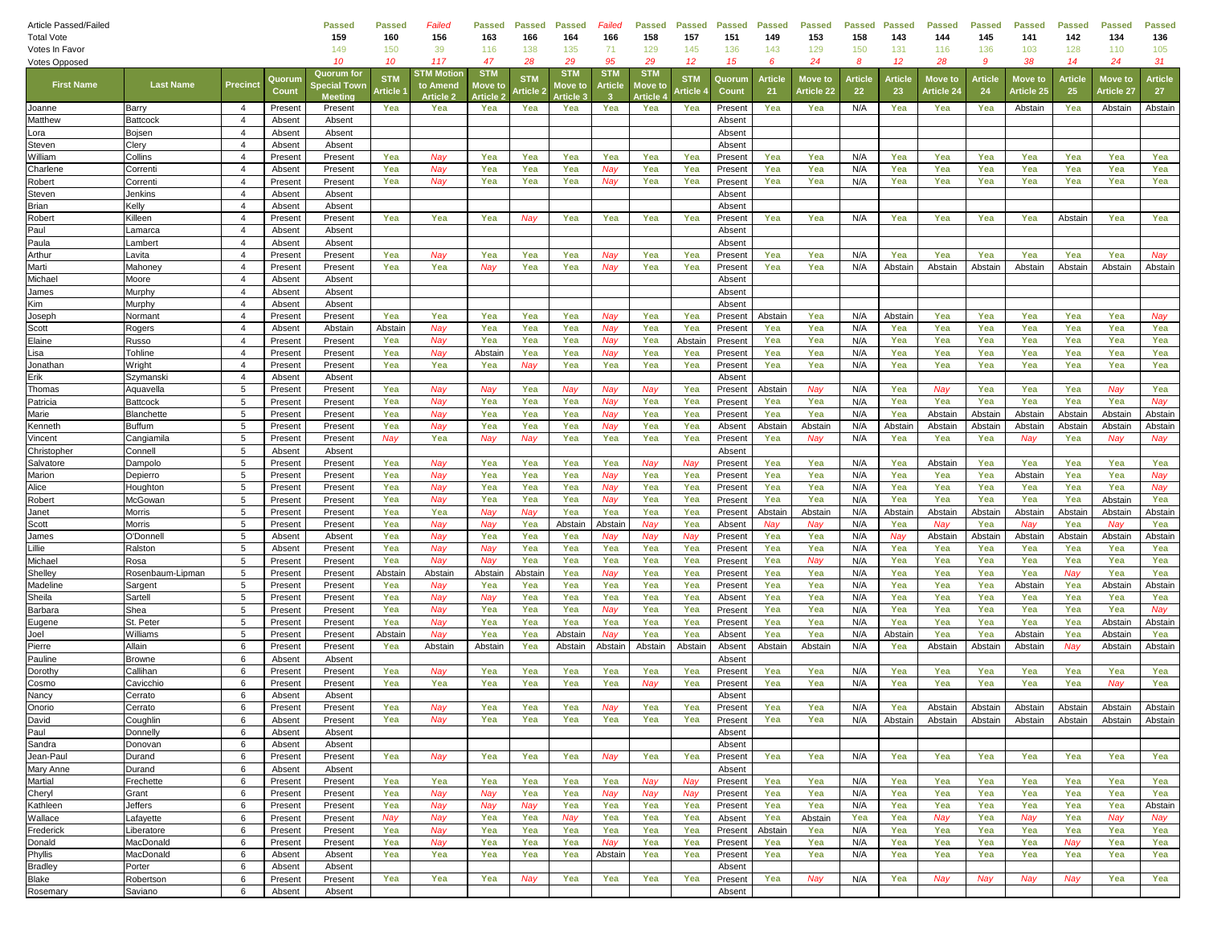| Article Passed/Failed | | | | | Passed | Passed | Failed | Passed | Passed | Passed | Failed | Passed | Passed | Passed | Passed | Passed | Passed | Passed | Passed | Passed | Passed | Passed | Passed | Passed |
|---|---|---|---|---|---|---|---|---|---|---|---|---|---|---|---|---|---|---|---|---|---|---|---|---|
| Total Vote | | | | | 159 | 160 | 156 | 163 | 166 | 164 | 166 | 158 | 157 | 151 | 149 | 153 | 158 | 143 | 144 | 145 | 141 | 142 | 134 | 136 |
| Votes In Favor | | | | | 149 | 150 | 39 | 116 | 138 | 135 | 71 | 129 | 145 | 136 | 143 | 129 | 150 | 131 | 116 | 136 | 103 | 128 | 110 | 105 |
| Votes Opposed | | | | | 10 | 10 | 117 | 47 | 28 | 29 | 95 | 29 | 12 | 15 | 6 | 24 | 8 | 12 | 28 | 9 | 38 | 14 | 24 | 31 |
| **First Name** | **Last Name** | **Precinct** | **Quorum Count** | **Quorum for Special Town Meeting** | **STM Article 1** | **STM Motion to Amend Article 2** | **STM Move to Article 2** | **STM Article 2** | **STM Move to Article 3** | **STM Article 3** | **STM Move to Article 4** | **STM Article 4** | **Quorum Count** | **Article 21** | **Move to Article 22** | **Article 22** | **Article 23** | **Move to Article 24** | **Article 24** | **Move to Article 25** | **Article 25** | **Move to Article 27** | **Article 27** |
| Joanne | Barry | 4 | Present | Present | Yea | Yea | Yea | Yea | Yea | Yea | Yea | Yea | Present | Yea | Yea | N/A | Yea | Yea | Yea | Abstain | Yea | Abstain | Abstain |
| Matthew | Battcock | 4 | Absent | Absent | | | | | | | | | Absent | | | | | | | | | | |
| Lora | Bojsen | 4 | Absent | Absent | | | | | | | | | Absent | | | | | | | | | | |
| Steven | Clery | 4 | Absent | Absent | | | | | | | | | Absent | | | | | | | | | | |
| William | Collins | 4 | Present | Present | Yea | Nay | Yea | Yea | Yea | Yea | Yea | Yea | Present | Yea | Yea | N/A | Yea | Yea | Yea | Yea | Yea | Yea | Yea |
| Charlene | Correnti | 4 | Absent | Present | Yea | Nay | Yea | Yea | Yea | Nay | Yea | Yea | Present | Yea | Yea | N/A | Yea | Yea | Yea | Yea | Yea | Yea | Yea |
| Robert | Correnti | 4 | Present | Present | Yea | Nay | Yea | Yea | Yea | Nay | Yea | Yea | Present | Yea | Yea | N/A | Yea | Yea | Yea | Yea | Yea | Yea | Yea |
| Steven | Jenkins | 4 | Absent | Absent | | | | | | | | | Absent | | | | | | | | | | |
| Brian | Kelly | 4 | Absent | Absent | | | | | | | | | Absent | | | | | | | | | | |
| Robert | Killeen | 4 | Present | Present | Yea | Yea | Yea | Nay | Yea | Yea | Yea | Yea | Present | Yea | Yea | N/A | Yea | Yea | Yea | Yea | Abstain | Yea | Yea |
| Paul | Lamarca | 4 | Absent | Absent | | | | | | | | | Absent | | | | | | | | | | |
| Paula | Lambert | 4 | Absent | Absent | | | | | | | | | Absent | | | | | | | | | | |
| Arthur | Lavita | 4 | Present | Present | Yea | Nay | Yea | Yea | Yea | Nay | Yea | Yea | Present | Yea | Yea | N/A | Yea | Yea | Yea | Yea | Yea | Yea | Nay |
| Marti | Mahoney | 4 | Present | Present | Yea | Yea | Nay | Yea | Yea | Nay | Yea | Yea | Present | Yea | Yea | N/A | Abstain | Abstain | Abstain | Abstain | Abstain | Abstain | Abstain |
| Michael | Moore | 4 | Absent | Absent | | | | | | | | | Absent | | | | | | | | | | |
| James | Murphy | 4 | Absent | Absent | | | | | | | | | Absent | | | | | | | | | | |
| Kim | Murphy | 4 | Absent | Absent | | | | | | | | | Absent | | | | | | | | | | |
| Joseph | Normant | 4 | Present | Present | Yea | Yea | Yea | Yea | Yea | Nay | Yea | Yea | Present | Abstain | Yea | N/A | Abstain | Yea | Yea | Yea | Yea | Yea | Nay |
| Scott | Rogers | 4 | Absent | Abstain | Abstain | Nay | Yea | Yea | Yea | Nay | Yea | Yea | Present | Yea | Yea | N/A | Yea | Yea | Yea | Yea | Yea | Yea | Yea |
| Elaine | Russo | 4 | Present | Present | Yea | Nay | Yea | Yea | Yea | Nay | Yea | Abstain | Present | Yea | Yea | N/A | Yea | Yea | Yea | Yea | Yea | Yea | Yea |
| Lisa | Tohline | 4 | Present | Present | Yea | Nay | Abstain | Yea | Yea | Nay | Yea | Yea | Present | Yea | Yea | N/A | Yea | Yea | Yea | Yea | Yea | Yea | Yea |
| Jonathan | Wright | 4 | Present | Present | Yea | Yea | Yea | Nay | Yea | Yea | Yea | Yea | Present | Yea | Yea | N/A | Yea | Yea | Yea | Yea | Yea | Yea | Yea |
| Erik | Szymanski | 4 | Absent | Absent | | | | | | | | | Absent | | | | | | | | | | |
| Thomas | Aquavella | 5 | Present | Present | Yea | Nay | Nay | Yea | Nay | Nay | Nay | Yea | Present | Abstain | Nay | N/A | Yea | Nay | Yea | Yea | Yea | Nay | Yea |
| Patricia | Battcock | 5 | Present | Present | Yea | Nay | Yea | Yea | Yea | Nay | Yea | Yea | Present | Yea | Yea | N/A | Yea | Yea | Yea | Yea | Yea | Yea | Nay |
| Marie | Blanchette | 5 | Present | Present | Yea | Nay | Yea | Yea | Yea | Nay | Yea | Yea | Present | Yea | Yea | N/A | Yea | Abstain | Abstain | Abstain | Abstain | Abstain | Abstain |
| Kenneth | Buffum | 5 | Present | Present | Yea | Nay | Yea | Yea | Yea | Nay | Yea | Yea | Absent | Abstain | Abstain | N/A | Abstain | Abstain | Abstain | Abstain | Abstain | Abstain | Abstain |
| Vincent | Cangiamila | 5 | Present | Present | Nay | Yea | Nay | Nay | Yea | Yea | Yea | Yea | Present | Yea | Nay | N/A | Yea | Yea | Yea | Nay | Yea | Nay | Nay |
| Christopher | Connell | 5 | Absent | Absent | | | | | | | | | Absent | | | | | | | | | | |
| Salvatore | Dampolo | 5 | Present | Present | Yea | Nay | Yea | Yea | Yea | Yea | Nay | Nay | Present | Yea | Yea | N/A | Yea | Abstain | Yea | Yea | Yea | Yea | Yea |
| Marion | Depierro | 5 | Present | Present | Yea | Nay | Yea | Yea | Yea | Nay | Yea | Yea | Present | Yea | Yea | N/A | Yea | Yea | Yea | Abstain | Yea | Yea | Nay |
| Alice | Houghton | 5 | Present | Present | Yea | Nay | Yea | Yea | Yea | Nay | Yea | Yea | Present | Yea | Yea | N/A | Yea | Yea | Yea | Yea | Yea | Yea | Nay |
| Robert | McGowan | 5 | Present | Present | Yea | Nay | Yea | Yea | Yea | Nay | Yea | Yea | Present | Yea | Yea | N/A | Yea | Yea | Yea | Yea | Yea | Abstain | Yea |
| Janet | Morris | 5 | Present | Present | Yea | Yea | Nay | Nay | Yea | Yea | Yea | Yea | Present | Abstain | Abstain | N/A | Abstain | Abstain | Abstain | Abstain | Abstain | Abstain | Abstain |
| Scott | Morris | 5 | Present | Present | Yea | Nay | Nay | Yea | Abstain | Abstain | Nay | Yea | Absent | Nay | Nay | N/A | Yea | Nay | Yea | Nay | Yea | Nay | Yea |
| James | O'Donnell | 5 | Absent | Absent | Yea | Nay | Yea | Yea | Yea | Nay | Nay | Nay | Present | Yea | Yea | N/A | Nay | Abstain | Abstain | Abstain | Abstain | Abstain | Abstain |
| Lillie | Ralston | 5 | Absent | Present | Yea | Nay | Nay | Yea | Yea | Yea | Yea | Yea | Present | Yea | Yea | N/A | Yea | Yea | Yea | Yea | Yea | Yea | Yea |
| Michael | Rosa | 5 | Present | Present | Yea | Nay | Nay | Yea | Yea | Yea | Yea | Yea | Present | Yea | Nay | N/A | Yea | Yea | Yea | Yea | Yea | Yea | Yea |
| Shelley | Rosenbaum-Lipman | 5 | Present | Present | Abstain | Abstain | Abstain | Abstain | Yea | Nay | Yea | Yea | Present | Yea | Yea | N/A | Yea | Yea | Yea | Yea | Nay | Yea | Yea |
| Madeline | Sargent | 5 | Present | Present | Yea | Nay | Yea | Yea | Yea | Yea | Yea | Yea | Present | Yea | Yea | N/A | Yea | Yea | Yea | Abstain | Yea | Abstain | Abstain |
| Sheila | Sartell | 5 | Present | Present | Yea | Nay | Nay | Yea | Yea | Yea | Yea | Yea | Absent | Yea | Yea | N/A | Yea | Yea | Yea | Yea | Yea | Yea | Yea |
| Barbara | Shea | 5 | Present | Present | Yea | Nay | Yea | Yea | Yea | Nay | Yea | Yea | Present | Yea | Yea | N/A | Yea | Yea | Yea | Yea | Yea | Yea | Nay |
| Eugene | St. Peter | 5 | Present | Present | Yea | Nay | Yea | Yea | Yea | Yea | Yea | Yea | Present | Yea | Yea | N/A | Yea | Yea | Yea | Yea | Yea | Abstain | Abstain |
| Joel | Williams | 5 | Present | Present | Abstain | Nay | Yea | Yea | Abstain | Nay | Yea | Yea | Absent | Yea | Yea | N/A | Abstain | Yea | Yea | Abstain | Yea | Abstain | Yea |
| Pierre | Allain | 6 | Present | Present | Yea | Abstain | Abstain | Yea | Abstain | Abstain | Abstain | Abstain | Absent | Abstain | Abstain | N/A | Yea | Abstain | Abstain | Abstain | Nay | Abstain | Abstain |
| Pauline | Browne | 6 | Absent | Absent | | | | | | | | | Absent | | | | | | | | | | |
| Dorothy | Callihan | 6 | Present | Present | Yea | Nay | Yea | Yea | Yea | Yea | Yea | Yea | Present | Yea | Yea | N/A | Yea | Yea | Yea | Yea | Yea | Yea | Yea |
| Cosmo | Cavicchio | 6 | Present | Present | Yea | Yea | Yea | Yea | Yea | Yea | Nay | Yea | Present | Yea | Yea | N/A | Yea | Yea | Yea | Yea | Yea | Nay | Yea |
| Nancy | Cerrato | 6 | Absent | Absent | | | | | | | | | Absent | | | | | | | | | | |
| Onorio | Cerrato | 6 | Present | Present | Yea | Nay | Yea | Yea | Yea | Nay | Yea | Yea | Present | Yea | Yea | N/A | Yea | Abstain | Abstain | Abstain | Abstain | Abstain | Abstain |
| David | Coughlin | 6 | Absent | Present | Yea | Nay | Yea | Yea | Yea | Yea | Yea | Yea | Present | Yea | Yea | N/A | Abstain | Abstain | Abstain | Abstain | Abstain | Abstain | Abstain |
| Paul | Donnelly | 6 | Absent | Absent | | | | | | | | | Absent | | | | | | | | | | |
| Sandra | Donovan | 6 | Absent | Absent | | | | | | | | | Absent | | | | | | | | | | |
| Jean-Paul | Durand | 6 | Present | Present | Yea | Nay | Yea | Yea | Yea | Nay | Yea | Yea | Present | Yea | Yea | N/A | Yea | Yea | Yea | Yea | Yea | Yea | Yea |
| Mary Anne | Durand | 6 | Absent | Absent | | | | | | | | | Absent | | | | | | | | | | |
| Martial | Frechette | 6 | Present | Present | Yea | Yea | Yea | Yea | Yea | Yea | Nay | Nay | Present | Yea | Yea | N/A | Yea | Yea | Yea | Yea | Yea | Yea | Yea |
| Cheryl | Grant | 6 | Present | Present | Yea | Nay | Nay | Yea | Yea | Nay | Nay | Nay | Present | Yea | Yea | N/A | Yea | Yea | Yea | Yea | Yea | Yea | Yea |
| Kathleen | Jeffers | 6 | Present | Present | Yea | Nay | Nay | Nay | Yea | Yea | Yea | Yea | Present | Yea | Yea | N/A | Yea | Yea | Yea | Yea | Yea | Yea | Abstain |
| Wallace | Lafayette | 6 | Present | Present | Nay | Nay | Yea | Yea | Nay | Yea | Yea | Yea | Absent | Yea | Abstain | Yea | Yea | Nay | Yea | Nay | Yea | Nay | Nay |
| Frederick | Liberatore | 6 | Present | Present | Yea | Nay | Yea | Yea | Yea | Yea | Yea | Yea | Present | Abstain | Yea | N/A | Yea | Yea | Yea | Yea | Yea | Yea | Yea |
| Donald | MacDonald | 6 | Present | Present | Yea | Nay | Yea | Yea | Yea | Nay | Yea | Yea | Present | Yea | Yea | N/A | Yea | Yea | Yea | Yea | Nay | Yea | Yea |
| Phyllis | MacDonald | 6 | Absent | Absent | Yea | Yea | Yea | Yea | Yea | Abstain | Yea | Yea | Present | Yea | Yea | N/A | Yea | Yea | Yea | Yea | Yea | Yea | Yea |
| Bradley | Porter | 6 | Absent | Absent | | | | | | | | | Absent | | | | | | | | | | |
| Blake | Robertson | 6 | Present | Present | Yea | Yea | Yea | Nay | Yea | Yea | Yea | Yea | Present | Yea | Nay | N/A | Yea | Nay | Nay | Nay | Nay | Yea | Yea |
| Rosemary | Saviano | 6 | Absent | Absent | | | | | | | | | Absent | | | | | | | | | | |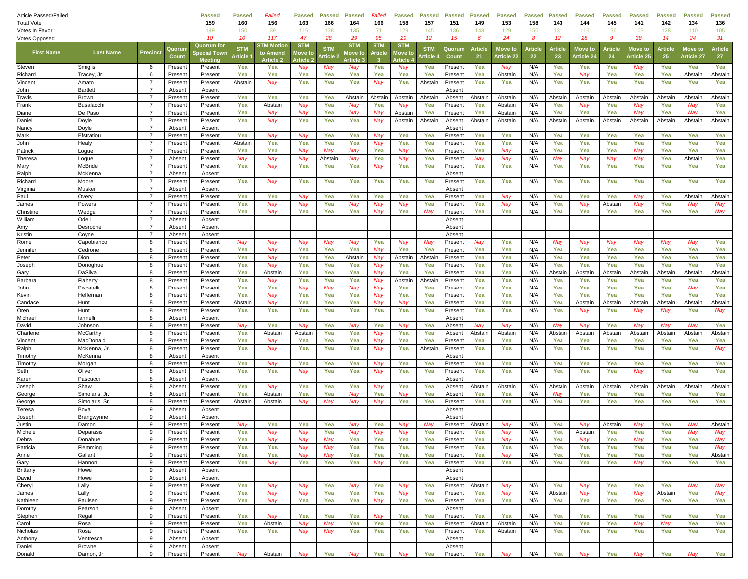| Article Passed/Failed | | | | | Passed | Failed | Passed | Passed | Passed | Failed | Passed | Passed | Passed | Passed | Passed | Passed | Passed | Passed | Passed | Passed | Passed | Passed | Passed |
|---|---|---|---|---|---|---|---|---|---|---|---|---|---|---|---|---|---|---|---|---|---|---|---|
| Total Vote | | | | | 159 | 160 | 156 | 163 | 166 | 164 | 166 | 158 | 157 | 151 | 149 | 153 | 158 | 143 | 144 | 145 | 141 | 142 | 134 | 136 |
| Votes In Favor | | | | | 149 | 150 | 39 | 116 | 138 | 135 | 71 | 129 | 145 | 136 | 143 | 129 | 150 | 131 | 116 | 136 | 103 | 128 | 110 | 105 |
| Votes Opposed | | | | | 10 | 10 | 117 | 47 | 28 | 29 | 95 | 29 | 12 | 15 | 6 | 24 | 8 | 12 | 28 | 9 | 38 | 14 | 24 | 31 |
| **First Name** | **Last Name** | **Precinct** | **Quorum Count** | **Quorum for Special Town Meeting** | **STM Article 1** | **STM Motion to Amend Article 2** | **STM Move to Article 2** | **STM Article 2** | **STM Move to Article 3** | **STM Article 3** | **STM Move to Article 4** | **STM Article 4** | **Quorum Count** | **Article 21** | **Move to Article 22** | **Article 22** | **Article 23** | **Move to Article 24** | **Article 24** | **Move to Article 25** | **Article 25** | **Move to Article 27** | **Article 27** |
| Steven | Smiglis | 6 | Present | Present | Yea | Yea | Nay | Nay | Nay | Yea | Nay | Yea | Present | Yea | Nay | N/A | Yea | Yea | Yea | Nay | Yea | Yea | Yea |
| Richard | Tracey, Jr. | 6 | Present | Present | Yea | Yea | Yea | Yea | Yea | Yea | Yea | Yea | Present | Yea | Abstain | N/A | Yea | Nay | Yea | Yea | Yea | Abstain | Abstain |
| Vincent | Amato | 7 | Present | Present | Abstain | Nay | Yea | Yea | Yea | Nay | Yea | Abstain | Present | Yea | Yea | N/A | Yea | Yea | Yea | Yea | Yea | Yea | Yea |
| John | Bartlett | 7 | Absent | Absent | | | | | | | | | Absent | | | | | | | | | | |
| Travis | Brown | 7 | Present | Present | Yea | Yea | Yea | Yea | Abstain | Abstain | Abstain | Abstain | Absent | Abstain | Abstain | N/A | Abstain | Abstain | Abstain | Abstain | Abstain | Abstain | Abstain |
| Frank | Busalacchi | 7 | Present | Present | Yea | Abstain | Nay | Yea | Nay | Yea | Nay | Yea | Present | Yea | Abstain | N/A | Yea | Nay | Yea | Nay | Yea | Nay | Yea |
| Diane | De Paso | 7 | Present | Present | Yea | Nay | Nay | Yea | Nay | Nay | Abstain | Yea | Present | Yea | Abstain | N/A | Yea | Yea | Yea | Yea | Yea | Nay | Yea |
| Daniel | Doyle | 7 | Present | Present | Yea | Nay | Yea | Yea | Yea | Nay | Abstain | Abstain | Absent | Abstain | Abstain | N/A | Abstain | Abstain | Abstain | Abstain | Abstain | Abstain | Abstain |
| Nancy | Doyle | 7 | Absent | Absent | | | | | | | | | Absent | | | | | | | | | | |
| Mark | Efstratiou | 7 | Present | Present | Yea | Nay | Nay | Yea | Yea | Nay | Yea | Yea | Present | Yea | Yea | N/A | Yea | Yea | Yea | Yea | Yea | Yea | Yea |
| John | Healy | 7 | Present | Present | Abstain | Yea | Yea | Yea | Yea | Nay | Yea | Yea | Present | Yea | Yea | N/A | Yea | Yea | Yea | Yea | Yea | Yea | Yea |
| Patrick | Logue | 7 | Present | Present | Yea | Yea | Nay | Nay | Nay | Yea | Nay | Yea | Present | Yea | Nay | N/A | Yea | Yea | Yea | Nay | Yea | Yea | Yea |
| Theresa | Logue | 7 | Absent | Present | Nay | Nay | Nay | Abstain | Nay | Yea | Nay | Yea | Present | Nay | Nay | N/A | Nay | Nay | Nay | Nay | Yea | Abstain | Yea |
| Mary | McBride | 7 | Present | Present | Yea | Nay | Yea | Yea | Yea | Nay | Yea | Yea | Present | Yea | Yea | N/A | Yea | Yea | Yea | Yea | Yea | Yea | Yea |
| Ralph | McKenna | 7 | Absent | Absent | | | | | | | | | Absent | | | | | | | | | | |
| Richard | Moore | 7 | Present | Present | Yea | Nay | Yea | Yea | Yea | Yea | Yea | Yea | Present | Yea | Yea | N/A | Yea | Yea | Yea | Yea | Yea | Yea | Yea |
| Virginia | Musker | 7 | Absent | Absent | | | | | | | | | Absent | | | | | | | | | | |
| Paul | Overy | 7 | Present | Present | Yea | Yea | Nay | Yea | Yea | Yea | Yea | Yea | Present | Yea | Nay | N/A | Yea | Yea | Yea | Nay | Yea | Abstain | Abstain |
| James | Powers | 7 | Present | Present | Yea | Nay | Nay | Yea | Nay | Nay | Nay | Yea | Present | Yea | Nay | N/A | Yea | Nay | Abstain | Nay | Yea | Nay | Nay |
| Christine | Wedge | 7 | Present | Present | Yea | Nay | Yea | Yea | Yea | Nay | Yea | Nay | Present | Yea | Yea | N/A | Yea | Yea | Yea | Yea | Yea | Yea | Nay |
| William | Odell | 7 | Absent | Absent | | | | | | | | | Absent | | | | | | | | | | |
| Amy | Desroche | 7 | Absent | Absent | | | | | | | | | Absent | | | | | | | | | | |
| Kristin | Coyne | 7 | Absent | Absent | | | | | | | | | Absent | | | | | | | | | | |
| Rome | Capobianco | 8 | Present | Present | Nay | Nay | Nay | Nay | Nay | Yea | Nay | Nay | Present | Nay | Yea | N/A | Nay | Nay | Nay | Nay | Nay | Nay | Yea |
| Jennifer | Cedrone | 8 | Present | Present | Yea | Nay | Yea | Yea | Yea | Nay | Yea | Yea | Present | Yea | Yea | N/A | Yea | Yea | Yea | Yea | Yea | Yea | Yea |
| Peter | Dion | 8 | Present | Present | Yea | Nay | Yea | Yea | Abstain | Nay | Abstain | Abstain | Present | Yea | Yea | N/A | Yea | Yea | Yea | Yea | Yea | Yea | Yea |
| Joseph | Donoghue | 8 | Present | Present | Yea | Nay | Yea | Yea | Yea | Nay | Yea | Yea | Present | Yea | Yea | N/A | Yea | Yea | Yea | Yea | Yea | Yea | Yea |
| Gary | DaSilva | 8 | Present | Present | Yea | Abstain | Yea | Yea | Yea | Nay | Yea | Yea | Present | Yea | Yea | N/A | Abstain | Abstain | Abstain | Abstain | Abstain | Abstain | Abstain |
| Barbara | Flaherty | 8 | Present | Present | Yea | Nay | Yea | Yea | Yea | Nay | Abstain | Abstain | Present | Yea | Yea | N/A | Yea | Yea | Yea | Yea | Yea | Yea | Yea |
| John | Piscatelli | 8 | Present | Present | Yea | Yea | Nay | Nay | Nay | Nay | Yea | Yea | Present | Yea | Yea | N/A | Yea | Yea | Yea | Yea | Yea | Nay | Yea |
| Kevin | Heffernan | 8 | Present | Present | Yea | Nay | Yea | Yea | Yea | Nay | Yea | Yea | Present | Yea | Yea | N/A | Yea | Yea | Yea | Yea | Yea | Yea | Yea |
| Candace | Hunt | 8 | Present | Present | Abstain | Nay | Yea | Yea | Yea | Nay | Nay | Yea | Present | Yea | Yea | N/A | Yea | Abstain | Abstain | Abstain | Abstain | Abstain | Abstain |
| Oren | Hunt | 8 | Present | Present | Yea | Yea | Yea | Yea | Yea | Yea | Yea | Yea | Present | Yea | Yea | N/A | Yea | Nay | Yea | Nay | Nay | Yea | Nay |
| Michael | Iannelli | 8 | Absent | Absent | | | | | | | | | Absent | | | | | | | | | | |
| David | Johnson | 8 | Present | Present | Nay | Yea | Nay | Yea | Nay | Yea | Nay | Yea | Absent | Nay | Nay | N/A | Nay | Nay | Yea | Nay | Nay | Nay | Yea |
| Charlene | McCarthy | 8 | Present | Present | Yea | Abstain | Abstain | Yea | Yea | Nay | Yea | Yea | Absent | Abstain | Abstain | N/A | Abstain | Abstain | Abstain | Abstain | Abstain | Abstain | Abstain |
| Vincent | MacDonald | 8 | Present | Present | Yea | Nay | Yea | Yea | Yea | Nay | Yea | Yea | Present | Yea | Yea | N/A | Yea | Yea | Yea | Yea | Yea | Yea | Yea |
| Ralph | McKenna, Jr. | 8 | Present | Present | Yea | Nay | Yea | Yea | Yea | Nay | Yea | Abstain | Present | Yea | Yea | N/A | Yea | Yea | Yea | Yea | Yea | Yea | Nay |
| Timothy | McKenna | 8 | Absent | Absent | | | | | | | | | Absent | | | | | | | | | | |
| Timothy | Morgan | 8 | Present | Present | Yea | Nay | Yea | Yea | Yea | Nay | Yea | Yea | Present | Yea | Yea | N/A | Yea | Yea | Yea | Yea | Yea | Yea | Yea |
| Seth | Oliver | 8 | Absent | Present | Yea | Yea | Nay | Yea | Yea | Nay | Yea | Yea | Present | Yea | Yea | N/A | Yea | Yea | Yea | Nay | Yea | Yea | Yea |
| Karen | Pascucci | 8 | Absent | Absent | | | | | | | | | Absent | | | | | | | | | | |
| Joseph | Shaw | 8 | Absent | Present | Yea | Nay | Yea | Yea | Yea | Nay | Yea | Yea | Absent | Abstain | Abstain | N/A | Abstain | Abstain | Abstain | Abstain | Abstain | Abstain | Abstain |
| George | Simolaris, Jr. | 8 | Absent | Present | Yea | Abstain | Yea | Yea | Nay | Yea | Nay | Yea | Absent | Yea | Yea | N/A | Nay | Yea | Yea | Yea | Yea | Yea | Yea |
| George | Simolaris, Sr. | 8 | Present | Present | Abstain | Abstain | Nay | Nay | Nay | Nay | Yea | Yea | Present | Yea | Yea | N/A | Yea | Yea | Yea | Yea | Yea | Yea | Yea |
| Teresa | Bova | 9 | Absent | Absent | | | | | | | | | Absent | | | | | | | | | | |
| Joseph | Brangwynne | 9 | Absent | Absent | | | | | | | | | Absent | | | | | | | | | | |
| Justin | Damon | 9 | Present | Present | Nay | Yea | Yea | Yea | Nay | Yea | Nay | Nay | Present | Abstain | Nay | N/A | Yea | Nay | Abstain | Nay | Yea | Nay | Abstain |
| Michele | Deparasis | 9 | Present | Present | Yea | Nay | Nay | Yea | Nay | Nay | Nay | Yea | Present | Yea | Nay | N/A | Yea | Abstain | Yea | Yea | Yea | Nay | Nay |
| Debra | Donahue | 9 | Present | Present | Yea | Nay | Nay | Nay | Yea | Yea | Yea | Yea | Present | Yea | Nay | N/A | Yea | Nay | Yea | Nay | Yea | Yea | Nay |
| Patricia | Flemming | 9 | Present | Present | Yea | Yea | Nay | Nay | Yea | Yea | Yea | Yea | Present | Yea | Yea | N/A | Yea | Yea | Yea | Yea | Yea | Yea | Nay |
| Anne | Gallant | 9 | Present | Present | Yea | Yea | Nay | Nay | Yea | Yea | Yea | Yea | Present | Yea | Nay | N/A | Yea | Yea | Yea | Yea | Yea | Yea | Abstain |
| Gary | Hannon | 9 | Present | Present | Yea | Nay | Yea | Yea | Yea | Nay | Yea | Yea | Present | Yea | Yea | N/A | Yea | Yea | Yea | Nay | Yea | Yea | Yea |
| Brittany | Howe | 9 | Absent | Absent | | | | | | | | | Absent | | | | | | | | | | |
| David | Howe | 9 | Absent | Absent | | | | | | | | | Absent | | | | | | | | | | |
| Cheryl | Lally | 9 | Present | Present | Yea | Nay | Nay | Yea | Nay | Yea | Nay | Yea | Present | Abstain | Nay | N/A | Yea | Nay | Yea | Yea | Yea | Nay | Nay |
| James | Lally | 9 | Present | Present | Yea | Nay | Nay | Yea | Yea | Yea | Nay | Yea | Present | Yea | Nay | N/A | Abstain | Nay | Yea | Nay | Abstain | Yea | Nay |
| Kathleen | Paulsen | 9 | Present | Present | Yea | Nay | Yea | Yea | Yea | Nay | Yea | Yea | Present | Yea | Yea | N/A | Yea | Yea | Yea | Yea | Yea | Yea | Yea |
| Dorothy | Pearson | 9 | Absent | Absent | | | | | | | | | Absent | | | | | | | | | | |
| Stephen | Regal | 9 | Present | Present | Yea | Nay | Yea | Yea | Yea | Nay | Yea | Yea | Present | Yea | Yea | N/A | Yea | Yea | Yea | Yea | Yea | Yea | Yea |
| Carol | Rosa | 9 | Present | Present | Yea | Abstain | Nay | Nay | Yea | Yea | Yea | Yea | Present | Abstain | Abstain | N/A | Yea | Yea | Yea | Nay | Nay | Yea | Yea |
| Nicholas | Rosa | 9 | Present | Present | Yea | Yea | Nay | Nay | Yea | Yea | Yea | Yea | Present | Yea | Abstain | N/A | Yea | Yea | Yea | Yea | Yea | Yea | Yea |
| Anthony | Ventresca | 9 | Absent | Absent | | | | | | | | | Absent | | | | | | | | | | |
| Daniel | Browne | 9 | Absent | Absent | | | | | | | | | Absent | | | | | | | | | | |
| Donald | Damon, Jr. | 9 | Present | Present | Nay | Abstain | Nay | Yea | Nay | Yea | Nay | Yea | Present | Yea | Nay | N/A | Yea | Nay | Yea | Nay | Yea | Nay | Yea |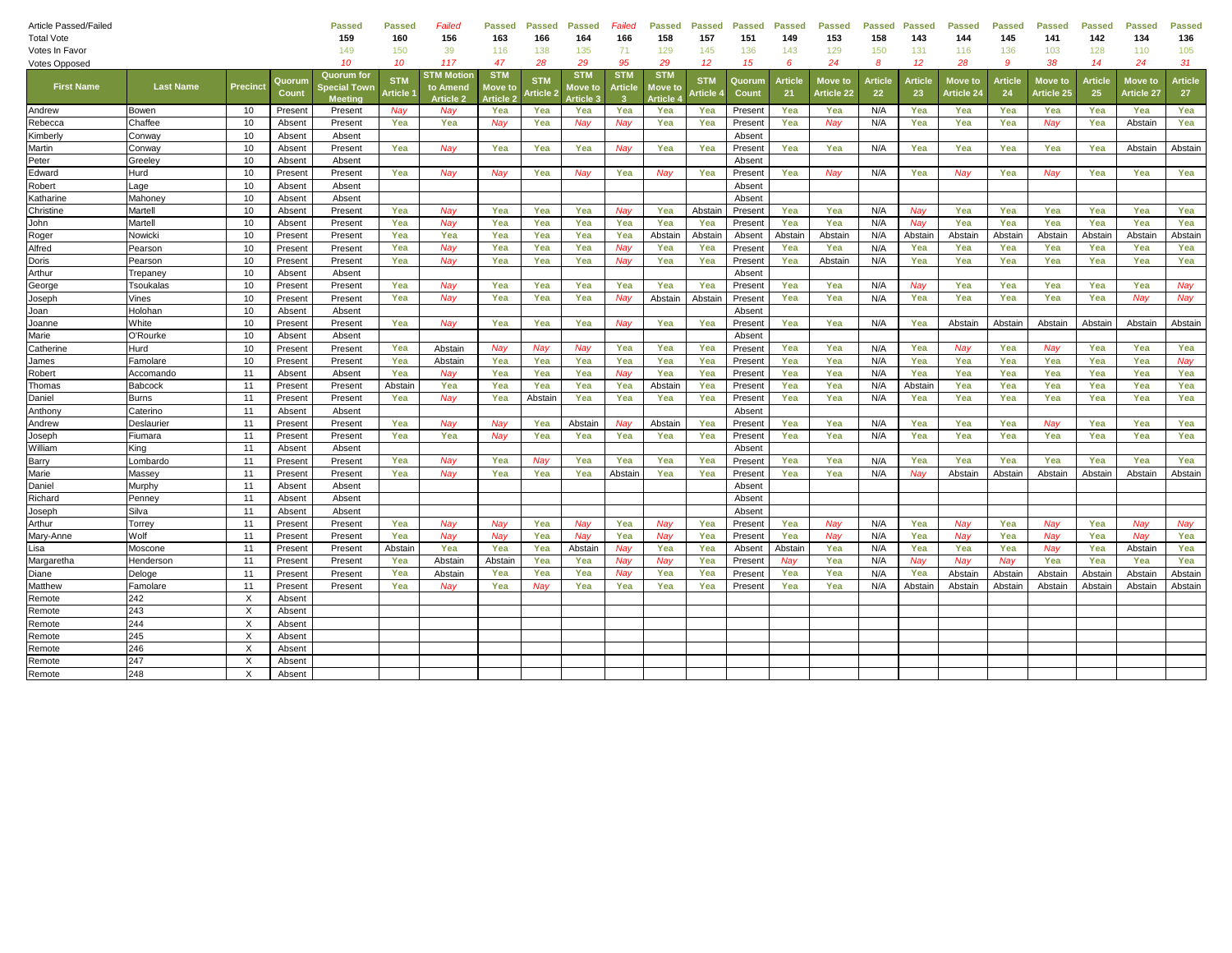| Article Passed/Failed | | | | Passed | Passed | Failed | Passed | Passed | Passed | Failed | Passed | Passed | Passed | Passed | Passed | Passed | Passed | Passed | Passed | Passed | Passed | Passed | Passed |
|---|---|---|---|---|---|---|---|---|---|---|---|---|---|---|---|---|---|---|---|---|---|---|---|
| Total Vote | | | | 159 | 160 | 156 | 163 | 166 | 164 | 166 | 158 | 157 | 151 | 149 | 153 | 158 | 143 | 144 | 145 | 141 | 142 | 134 | 136 |
| Votes In Favor | | | | 149 | 150 | 39 | 116 | 138 | 135 | 71 | 129 | 145 | 136 | 143 | 129 | 150 | 131 | 116 | 136 | 103 | 128 | 110 | 105 |
| Votes Opposed | | | | 10 | 10 | 117 | 47 | 28 | 29 | 95 | 29 | 12 | 15 | 6 | 24 | 8 | 12 | 28 | 9 | 38 | 14 | 24 | 31 |
| **First Name** | **Last Name** | **Precinct** | **Quorum Count** | **Quorum for Special Town Meeting** | **STM Article 1** | **STM Motion to Amend Article 2** | **STM Move to Article 2** | **STM Article 2** | **STM Move to Article 3** | **STM Article 3** | **STM Move to Article 4** | **STM Article 4** | **Quorum Count** | **Article 21** | **Move to Article 22** | **Article 22** | **Article 23** | **Move to Article 24** | **Article 24** | **Move to Article 25** | **Article 25** | **Move to Article 27** | **Article 27** |
| Andrew | Bowen | 10 | Present | Present | Nay | Nay | Yea | Yea | Yea | Yea | Yea | Yea | Present | Yea | Yea | N/A | Yea | Yea | Yea | Yea | Yea | Yea | Yea |
| Rebecca | Chaffee | 10 | Absent | Present | Yea | Yea | Nay | Yea | Nay | Nay | Yea | Yea | Present | Yea | Nay | N/A | Yea | Yea | Yea | Nay | Yea | Abstain | Yea |
| Kimberly | Conway | 10 | Absent | Absent | | | | | | | | | Absent | | | | | | | | | | |
| Martin | Conway | 10 | Absent | Present | Yea | Nay | Yea | Yea | Yea | Nay | Yea | Yea | Present | Yea | Yea | N/A | Yea | Yea | Yea | Yea | Yea | Abstain | Abstain |
| Peter | Greeley | 10 | Absent | Absent | | | | | | | | | Absent | | | | | | | | | | |
| Edward | Hurd | 10 | Present | Present | Yea | Nay | Nay | Yea | Nay | Yea | Nay | Yea | Present | Yea | Nay | N/A | Yea | Nay | Yea | Nay | Yea | Yea | Yea |
| Robert | Lage | 10 | Absent | Absent | | | | | | | | | Absent | | | | | | | | | | |
| Katharine | Mahoney | 10 | Absent | Absent | | | | | | | | | Absent | | | | | | | | | | |
| Christine | Martell | 10 | Absent | Present | Yea | Nay | Yea | Yea | Yea | Nay | Yea | Abstain | Present | Yea | Yea | N/A | Nay | Yea | Yea | Yea | Yea | Yea | Yea |
| John | Martell | 10 | Absent | Present | Yea | Nay | Yea | Yea | Yea | Yea | Yea | Yea | Present | Yea | Yea | N/A | Nay | Yea | Yea | Yea | Yea | Yea | Yea |
| Roger | Nowicki | 10 | Present | Present | Yea | Yea | Yea | Yea | Yea | Yea | Abstain | Abstain | Absent | Abstain | Abstain | N/A | Abstain | Abstain | Abstain | Abstain | Abstain | Abstain | Abstain |
| Alfred | Pearson | 10 | Present | Present | Yea | Nay | Yea | Yea | Yea | Nay | Yea | Yea | Present | Yea | Yea | N/A | Yea | Yea | Yea | Yea | Yea | Yea | Yea |
| Doris | Pearson | 10 | Present | Present | Yea | Nay | Yea | Yea | Yea | Nay | Yea | Yea | Present | Yea | Abstain | N/A | Yea | Yea | Yea | Yea | Yea | Yea | Yea |
| Arthur | Trepaney | 10 | Absent | Absent | | | | | | | | | Absent | | | | | | | | | | |
| George | Tsoukalas | 10 | Present | Present | Yea | Nay | Yea | Yea | Yea | Yea | Yea | Yea | Present | Yea | Yea | N/A | Nay | Yea | Yea | Yea | Yea | Yea | Nay |
| Joseph | Vines | 10 | Present | Present | Yea | Nay | Yea | Yea | Yea | Nay | Abstain | Abstain | Present | Yea | Yea | N/A | Yea | Yea | Yea | Yea | Yea | Nay | Nay |
| Joan | Holohan | 10 | Absent | Absent | | | | | | | | | Absent | | | | | | | | | | |
| Joanne | White | 10 | Present | Present | Yea | Nay | Yea | Yea | Yea | Nay | Yea | Yea | Present | Yea | Yea | N/A | Yea | Abstain | Abstain | Abstain | Abstain | Abstain | Abstain |
| Marie | O'Rourke | 10 | Absent | Absent | | | | | | | | | Absent | | | | | | | | | | |
| Catherine | Hurd | 10 | Present | Present | Yea | Abstain | Nay | Nay | Nay | Yea | Yea | Yea | Present | Yea | Yea | N/A | Yea | Nay | Yea | Nay | Yea | Yea | Yea |
| James | Famolare | 10 | Present | Present | Yea | Abstain | Yea | Yea | Yea | Yea | Yea | Yea | Present | Yea | Yea | N/A | Yea | Yea | Yea | Yea | Yea | Yea | Nay |
| Robert | Accomando | 11 | Absent | Absent | Yea | Nay | Yea | Yea | Yea | Nay | Yea | Yea | Present | Yea | Yea | N/A | Yea | Yea | Yea | Yea | Yea | Yea | Yea |
| Thomas | Babcock | 11 | Present | Present | Abstain | Yea | Yea | Yea | Yea | Yea | Abstain | Yea | Present | Yea | Yea | N/A | Abstain | Yea | Yea | Yea | Yea | Yea | Yea |
| Daniel | Burns | 11 | Present | Present | Yea | Nay | Yea | Abstain | Yea | Yea | Yea | Yea | Present | Yea | Yea | N/A | Yea | Yea | Yea | Yea | Yea | Yea | Yea |
| Anthony | Caterino | 11 | Absent | Absent | | | | | | | | | Absent | | | | | | | | | | |
| Andrew | Deslaurier | 11 | Present | Present | Yea | Nay | Nay | Yea | Abstain | Nay | Abstain | Yea | Present | Yea | Yea | N/A | Yea | Yea | Yea | Nay | Yea | Yea | Yea |
| Joseph | Fiumara | 11 | Present | Present | Yea | Yea | Nay | Yea | Yea | Yea | Yea | Yea | Present | Yea | Yea | N/A | Yea | Yea | Yea | Yea | Yea | Yea | Yea |
| William | King | 11 | Absent | Absent | | | | | | | | | Absent | | | | | | | | | | |
| Barry | Lombardo | 11 | Present | Present | Yea | Nay | Yea | Nay | Yea | Yea | Yea | Yea | Present | Yea | Yea | N/A | Yea | Yea | Yea | Yea | Yea | Yea | Yea |
| Marie | Massey | 11 | Present | Present | Yea | Nay | Yea | Yea | Yea | Abstain | Yea | Yea | Present | Yea | Yea | N/A | Nay | Abstain | Abstain | Abstain | Abstain | Abstain | Abstain |
| Daniel | Murphy | 11 | Absent | Absent | | | | | | | | | Absent | | | | | | | | | | |
| Richard | Penney | 11 | Absent | Absent | | | | | | | | | Absent | | | | | | | | | | |
| Joseph | Silva | 11 | Absent | Absent | | | | | | | | | Absent | | | | | | | | | | |
| Arthur | Torrey | 11 | Present | Present | Yea | Nay | Nay | Yea | Nay | Yea | Nay | Yea | Present | Yea | Nay | N/A | Yea | Nay | Yea | Nay | Yea | Nay | Nay |
| Mary-Anne | Wolf | 11 | Present | Present | Yea | Nay | Nay | Yea | Nay | Yea | Nay | Yea | Present | Yea | Nay | N/A | Yea | Nay | Yea | Nay | Yea | Nay | Yea |
| Lisa | Moscone | 11 | Present | Present | Abstain | Yea | Yea | Yea | Abstain | Nay | Yea | Yea | Absent | Abstain | Yea | N/A | Yea | Yea | Yea | Nay | Yea | Abstain | Yea |
| Margaretha | Henderson | 11 | Present | Present | Yea | Abstain | Abstain | Yea | Yea | Nay | Nay | Yea | Present | Nay | Yea | N/A | Nay | Nay | Nay | Yea | Yea | Yea | Yea |
| Diane | Deloge | 11 | Present | Present | Yea | Abstain | Yea | Yea | Yea | Nay | Yea | Yea | Present | Yea | Yea | N/A | Yea | Abstain | Abstain | Abstain | Abstain | Abstain | Abstain |
| Matthew | Famolare | 11 | Present | Present | Yea | Nay | Yea | Nay | Yea | Yea | Yea | Yea | Present | Yea | Yea | N/A | Abstain | Abstain | Abstain | Abstain | Abstain | Abstain | Abstain |
| Remote | 242 | X | Absent | | | | | | | | | | | | | | | | | | | | |
| Remote | 243 | X | Absent | | | | | | | | | | | | | | | | | | | | |
| Remote | 244 | X | Absent | | | | | | | | | | | | | | | | | | | | |
| Remote | 245 | X | Absent | | | | | | | | | | | | | | | | | | | | |
| Remote | 246 | X | Absent | | | | | | | | | | | | | | | | | | | | |
| Remote | 247 | X | Absent | | | | | | | | | | | | | | | | | | | | |
| Remote | 248 | X | Absent | | | | | | | | | | | | | | | | | | | | |